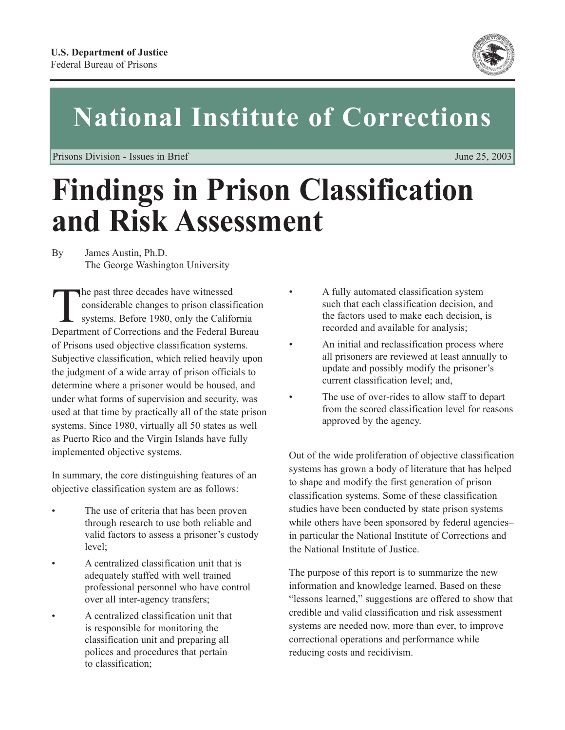U.S. Department of Justice
Federal Bureau of Prisons

# National Institute of Corrections

Prisons Division - Issues in Brief June 25, 2003

# Findings in Prison Classification and Risk Assessment

By James Austin, Ph.D.
The George Washington University

The past three decades have witnessed considerable changes to prison classification systems. Before 1980, only the California Department of Corrections and the Federal Bureau of Prisons used objective classification systems. Subjective classification, which relied heavily upon the judgment of a wide array of prison officials to determine where a prisoner would be housed, and under what forms of supervision and security, was used at that time by practically all of the state prison systems. Since 1980, virtually all 50 states as well as Puerto Rico and the Virgin Islands have fully implemented objective systems.

In summary, the core distinguishing features of an objective classification system are as follows:

- The use of criteria that has been proven through research to use both reliable and valid factors to assess a prisoner's custody level;
- A centralized classification unit that is adequately staffed with well trained professional personnel who have control over all inter-agency transfers;
- A centralized classification unit that is responsible for monitoring the classification unit and preparing all polices and procedures that pertain to classification;
- A fully automated classification system such that each classification decision, and the factors used to make each decision, is recorded and available for analysis;
- An initial and reclassification process where all prisoners are reviewed at least annually to update and possibly modify the prisoner's current classification level; and,
- The use of over-rides to allow staff to depart from the scored classification level for reasons approved by the agency.

Out of the wide proliferation of objective classification systems has grown a body of literature that has helped to shape and modify the first generation of prison classification systems. Some of these classification studies have been conducted by state prison systems while others have been sponsored by federal agencies–in particular the National Institute of Corrections and the National Institute of Justice.

The purpose of this report is to summarize the new information and knowledge learned. Based on these "lessons learned," suggestions are offered to show that credible and valid classification and risk assessment systems are needed now, more than ever, to improve correctional operations and performance while reducing costs and recidivism.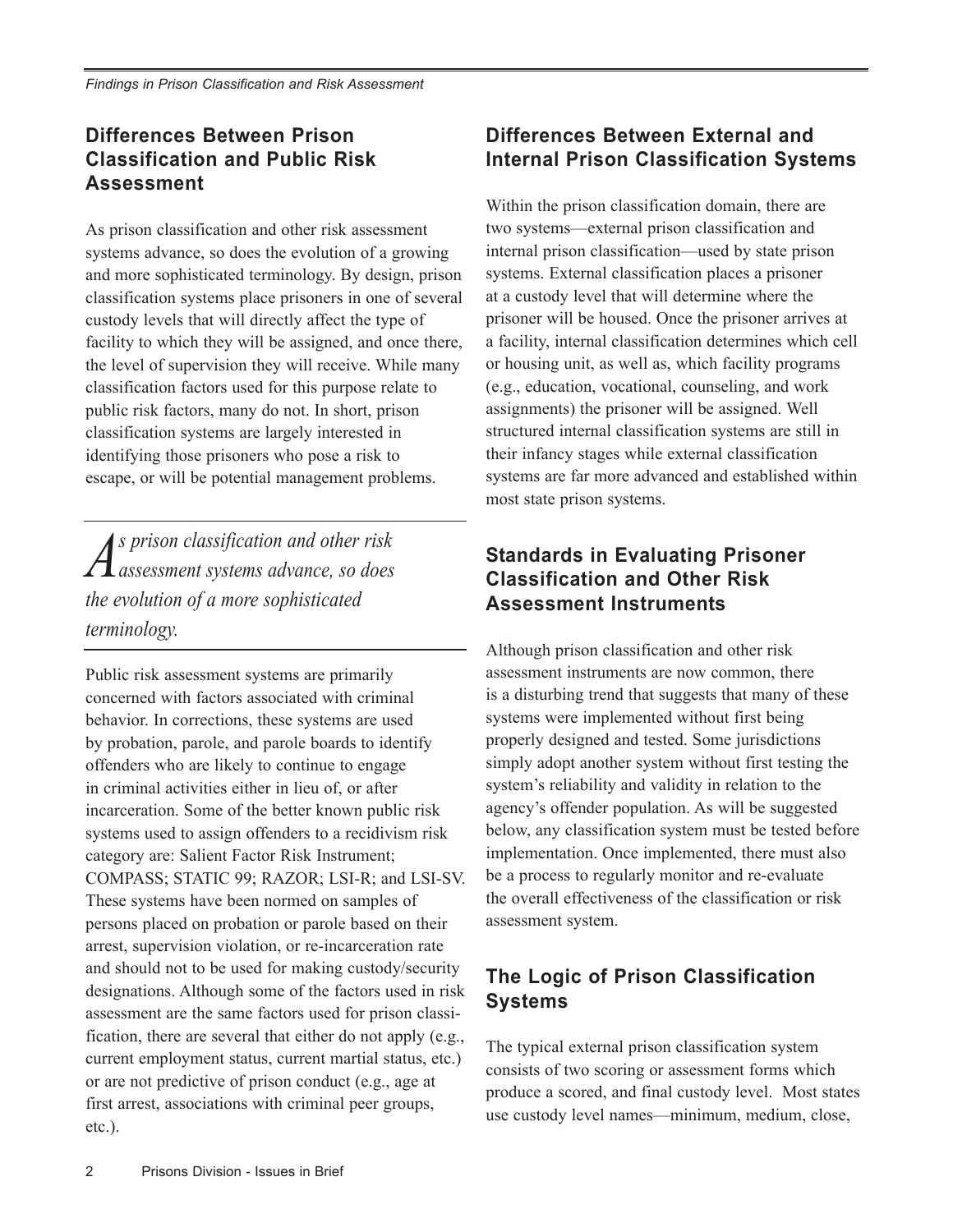## Differences Between Prison Classification and Public Risk Assessment

As prison classification and other risk assessment systems advance, so does the evolution of a growing and more sophisticated terminology. By design, prison classification systems place prisoners in one of several custody levels that will directly affect the type of facility to which they will be assigned, and once there, the level of supervision they will receive. While many classification factors used for this purpose relate to public risk factors, many do not. In short, prison classification systems are largely interested in identifying those prisoners who pose a risk to escape, or will be potential management problems.

*As prison classification and other risk assessment systems advance, so does the evolution of a more sophisticated terminology.*

Public risk assessment systems are primarily concerned with factors associated with criminal behavior. In corrections, these systems are used by probation, parole, and parole boards to identify offenders who are likely to continue to engage in criminal activities either in lieu of, or after incarceration. Some of the better known public risk systems used to assign offenders to a recidivism risk category are: Salient Factor Risk Instrument; COMPASS; STATIC 99; RAZOR; LSI-R; and LSI-SV. These systems have been normed on samples of persons placed on probation or parole based on their arrest, supervision violation, or re-incarceration rate and should not to be used for making custody/security designations. Although some of the factors used in risk assessment are the same factors used for prison classification, there are several that either do not apply (e.g., current employment status, current martial status, etc.) or are not predictive of prison conduct (e.g., age at first arrest, associations with criminal peer groups, etc.).

## Differences Between External and Internal Prison Classification Systems

Within the prison classification domain, there are two systems—external prison classification and internal prison classification—used by state prison systems. External classification places a prisoner at a custody level that will determine where the prisoner will be housed. Once the prisoner arrives at a facility, internal classification determines which cell or housing unit, as well as, which facility programs (e.g., education, vocational, counseling, and work assignments) the prisoner will be assigned. Well structured internal classification systems are still in their infancy stages while external classification systems are far more advanced and established within most state prison systems.

## Standards in Evaluating Prisoner Classification and Other Risk Assessment Instruments

Although prison classification and other risk assessment instruments are now common, there is a disturbing trend that suggests that many of these systems were implemented without first being properly designed and tested. Some jurisdictions simply adopt another system without first testing the system's reliability and validity in relation to the agency's offender population. As will be suggested below, any classification system must be tested before implementation. Once implemented, there must also be a process to regularly monitor and re-evaluate the overall effectiveness of the classification or risk assessment system.

## The Logic of Prison Classification Systems

The typical external prison classification system consists of two scoring or assessment forms which produce a scored, and final custody level. Most states use custody level names—minimum, medium, close,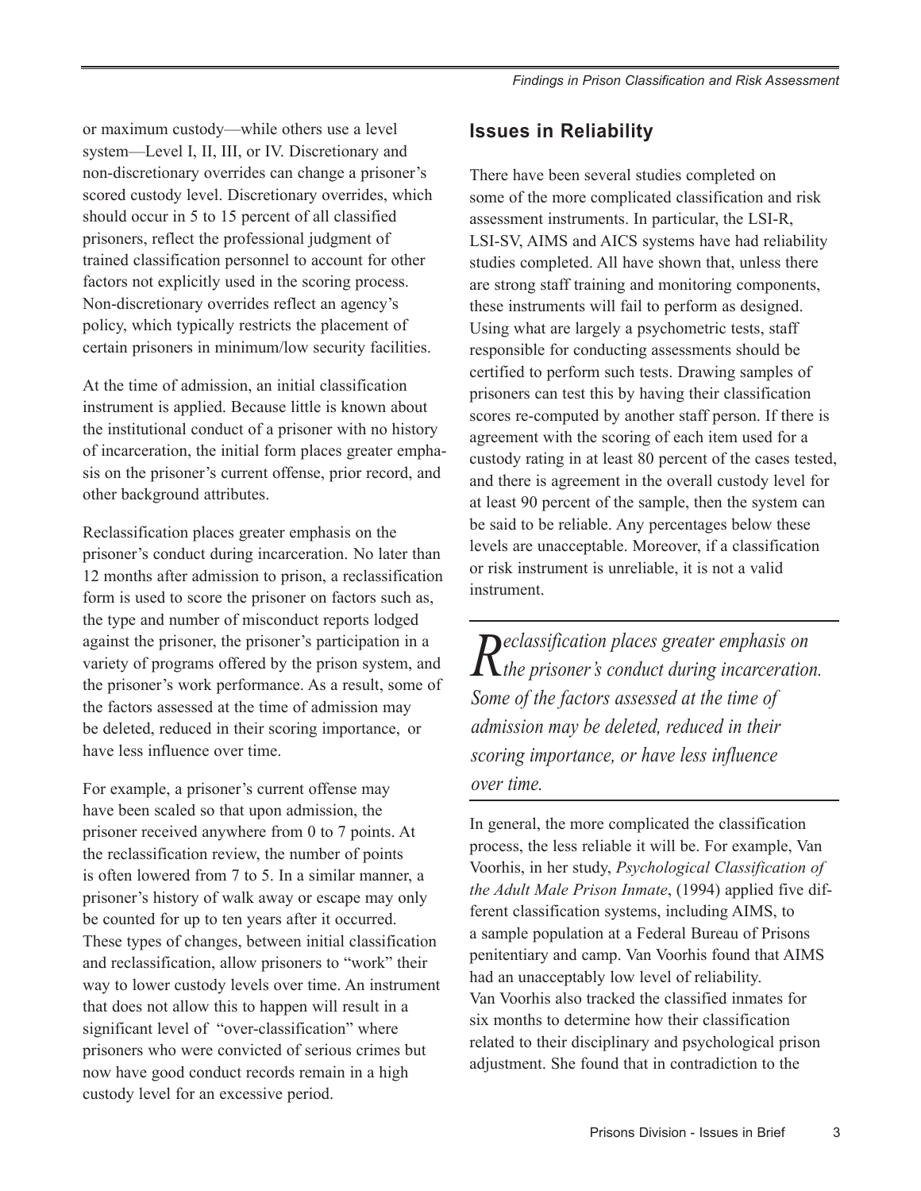or maximum custody—while others use a level system—Level I, II, III, or IV. Discretionary and non-discretionary overrides can change a prisoner's scored custody level. Discretionary overrides, which should occur in 5 to 15 percent of all classified prisoners, reflect the professional judgment of trained classification personnel to account for other factors not explicitly used in the scoring process. Non-discretionary overrides reflect an agency's policy, which typically restricts the placement of certain prisoners in minimum/low security facilities.

At the time of admission, an initial classification instrument is applied. Because little is known about the institutional conduct of a prisoner with no history of incarceration, the initial form places greater emphasis on the prisoner's current offense, prior record, and other background attributes.

Reclassification places greater emphasis on the prisoner's conduct during incarceration. No later than 12 months after admission to prison, a reclassification form is used to score the prisoner on factors such as, the type and number of misconduct reports lodged against the prisoner, the prisoner's participation in a variety of programs offered by the prison system, and the prisoner's work performance. As a result, some of the factors assessed at the time of admission may be deleted, reduced in their scoring importance, or have less influence over time.

For example, a prisoner's current offense may have been scaled so that upon admission, the prisoner received anywhere from 0 to 7 points. At the reclassification review, the number of points is often lowered from 7 to 5. In a similar manner, a prisoner's history of walk away or escape may only be counted for up to ten years after it occurred. These types of changes, between initial classification and reclassification, allow prisoners to "work" their way to lower custody levels over time. An instrument that does not allow this to happen will result in a significant level of "over-classification" where prisoners who were convicted of serious crimes but now have good conduct records remain in a high custody level for an excessive period.

## Issues in Reliability

There have been several studies completed on some of the more complicated classification and risk assessment instruments. In particular, the LSI-R, LSI-SV, AIMS and AICS systems have had reliability studies completed. All have shown that, unless there are strong staff training and monitoring components, these instruments will fail to perform as designed. Using what are largely a psychometric tests, staff responsible for conducting assessments should be certified to perform such tests. Drawing samples of prisoners can test this by having their classification scores re-computed by another staff person. If there is agreement with the scoring of each item used for a custody rating in at least 80 percent of the cases tested, and there is agreement in the overall custody level for at least 90 percent of the sample, then the system can be said to be reliable. Any percentages below these levels are unacceptable. Moreover, if a classification or risk instrument is unreliable, it is not a valid instrument.

> *Reclassification places greater emphasis on the prisoner's conduct during incarceration. Some of the factors assessed at the time of admission may be deleted, reduced in their scoring importance, or have less influence over time.*

In general, the more complicated the classification process, the less reliable it will be. For example, Van Voorhis, in her study, *Psychological Classification of the Adult Male Prison Inmate*, (1994) applied five different classification systems, including AIMS, to a sample population at a Federal Bureau of Prisons penitentiary and camp. Van Voorhis found that AIMS had an unacceptably low level of reliability. Van Voorhis also tracked the classified inmates for six months to determine how their classification related to their disciplinary and psychological prison adjustment. She found that in contradiction to the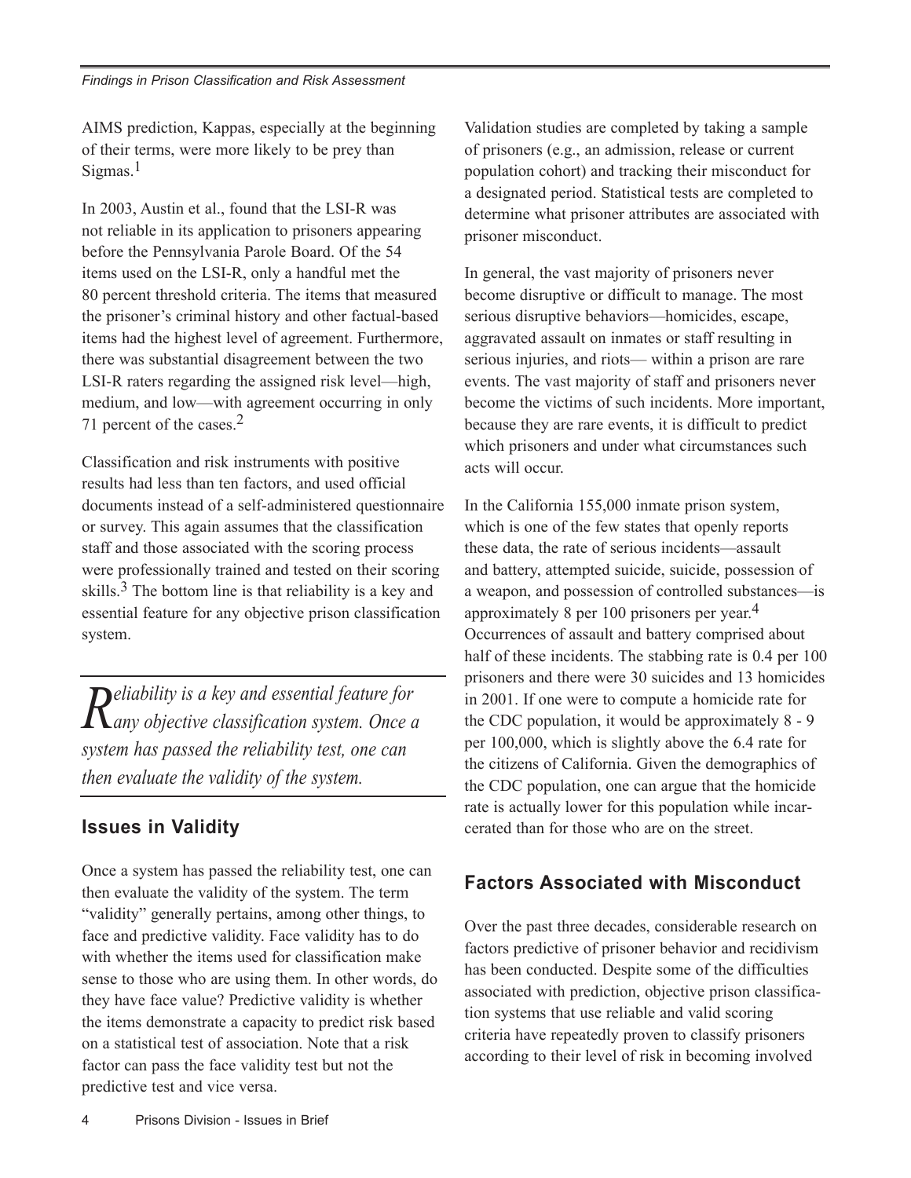AIMS prediction, Kappas, especially at the beginning of their terms, were more likely to be prey than Sigmas.[1]

In 2003, Austin et al., found that the LSI-R was not reliable in its application to prisoners appearing before the Pennsylvania Parole Board. Of the 54 items used on the LSI-R, only a handful met the 80 percent threshold criteria. The items that measured the prisoner's criminal history and other factual-based items had the highest level of agreement. Furthermore, there was substantial disagreement between the two LSI-R raters regarding the assigned risk level—high, medium, and low—with agreement occurring in only 71 percent of the cases.[2]

Classification and risk instruments with positive results had less than ten factors, and used official documents instead of a self-administered questionnaire or survey. This again assumes that the classification staff and those associated with the scoring process were professionally trained and tested on their scoring skills.[3] The bottom line is that reliability is a key and essential feature for any objective prison classification system.

> *Reliability is a key and essential feature for any objective classification system. Once a system has passed the reliability test, one can then evaluate the validity of the system.*

## Issues in Validity

Once a system has passed the reliability test, one can then evaluate the validity of the system. The term "validity" generally pertains, among other things, to face and predictive validity. Face validity has to do with whether the items used for classification make sense to those who are using them. In other words, do they have face value? Predictive validity is whether the items demonstrate a capacity to predict risk based on a statistical test of association. Note that a risk factor can pass the face validity test but not the predictive test and vice versa.

Validation studies are completed by taking a sample of prisoners (e.g., an admission, release or current population cohort) and tracking their misconduct for a designated period. Statistical tests are completed to determine what prisoner attributes are associated with prisoner misconduct.

In general, the vast majority of prisoners never become disruptive or difficult to manage. The most serious disruptive behaviors—homicides, escape, aggravated assault on inmates or staff resulting in serious injuries, and riots— within a prison are rare events. The vast majority of staff and prisoners never become the victims of such incidents. More important, because they are rare events, it is difficult to predict which prisoners and under what circumstances such acts will occur.

In the California 155,000 inmate prison system, which is one of the few states that openly reports these data, the rate of serious incidents—assault and battery, attempted suicide, suicide, possession of a weapon, and possession of controlled substances—is approximately 8 per 100 prisoners per year.[4] Occurrences of assault and battery comprised about half of these incidents. The stabbing rate is 0.4 per 100 prisoners and there were 30 suicides and 13 homicides in 2001. If one were to compute a homicide rate for the CDC population, it would be approximately 8 - 9 per 100,000, which is slightly above the 6.4 rate for the citizens of California. Given the demographics of the CDC population, one can argue that the homicide rate is actually lower for this population while incarcerated than for those who are on the street.

## Factors Associated with Misconduct

Over the past three decades, considerable research on factors predictive of prisoner behavior and recidivism has been conducted. Despite some of the difficulties associated with prediction, objective prison classification systems that use reliable and valid scoring criteria have repeatedly proven to classify prisoners according to their level of risk in becoming involved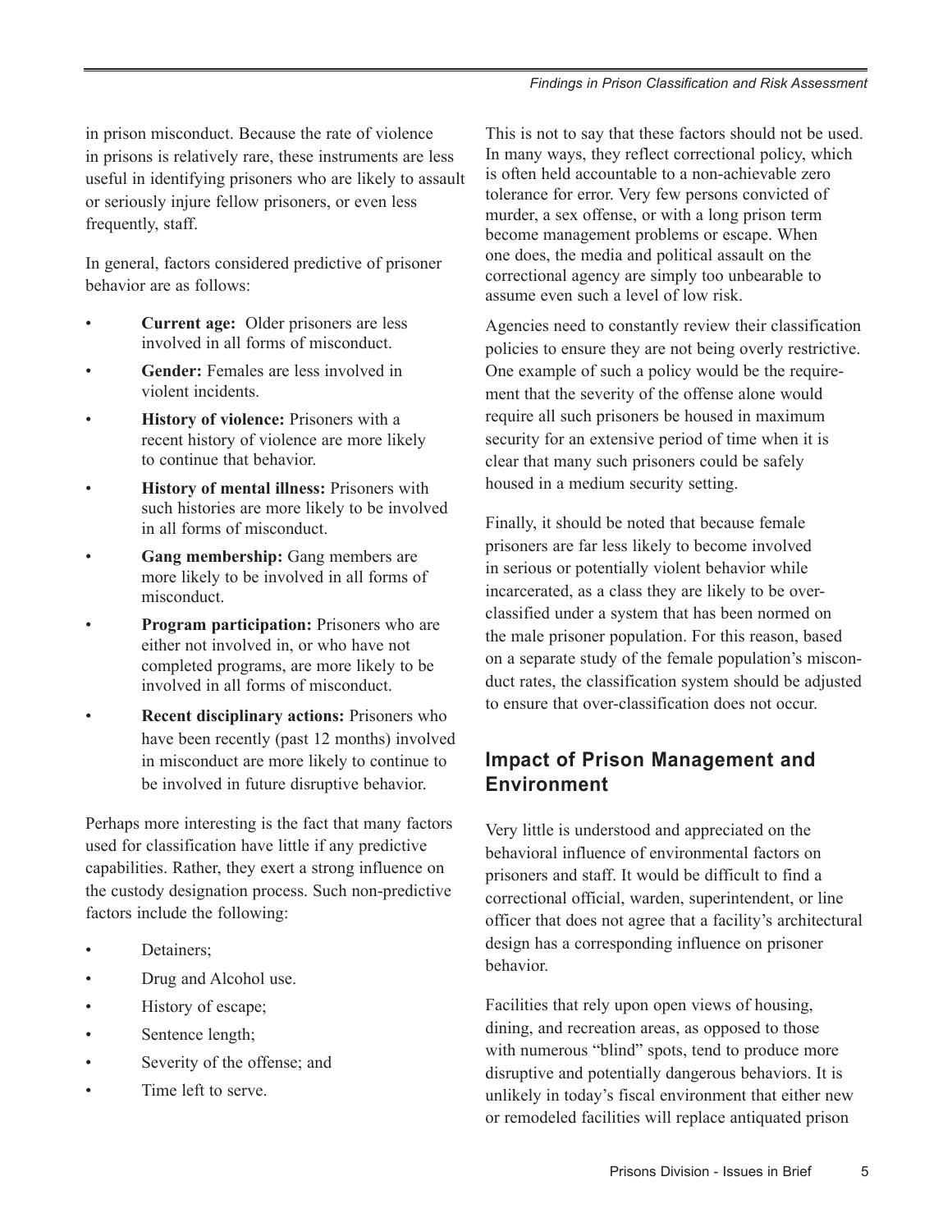in prison misconduct. Because the rate of violence in prisons is relatively rare, these instruments are less useful in identifying prisoners who are likely to assault or seriously injure fellow prisoners, or even less frequently, staff.

In general, factors considered predictive of prisoner behavior are as follows:

- **Current age:** Older prisoners are less involved in all forms of misconduct.
- **Gender:** Females are less involved in violent incidents.
- **History of violence:** Prisoners with a recent history of violence are more likely to continue that behavior.
- **History of mental illness:** Prisoners with such histories are more likely to be involved in all forms of misconduct.
- **Gang membership:** Gang members are more likely to be involved in all forms of misconduct.
- **Program participation:** Prisoners who are either not involved in, or who have not completed programs, are more likely to be involved in all forms of misconduct.
- **Recent disciplinary actions:** Prisoners who have been recently (past 12 months) involved in misconduct are more likely to continue to be involved in future disruptive behavior.

Perhaps more interesting is the fact that many factors used for classification have little if any predictive capabilities. Rather, they exert a strong influence on the custody designation process. Such non-predictive factors include the following:

- Detainers;
- Drug and Alcohol use.
- History of escape;
- Sentence length;
- Severity of the offense; and
- Time left to serve.

This is not to say that these factors should not be used. In many ways, they reflect correctional policy, which is often held accountable to a non-achievable zero tolerance for error. Very few persons convicted of murder, a sex offense, or with a long prison term become management problems or escape. When one does, the media and political assault on the correctional agency are simply too unbearable to assume even such a level of low risk.

Agencies need to constantly review their classification policies to ensure they are not being overly restrictive. One example of such a policy would be the requirement that the severity of the offense alone would require all such prisoners be housed in maximum security for an extensive period of time when it is clear that many such prisoners could be safely housed in a medium security setting.

Finally, it should be noted that because female prisoners are far less likely to become involved in serious or potentially violent behavior while incarcerated, as a class they are likely to be over-classified under a system that has been normed on the male prisoner population. For this reason, based on a separate study of the female population's misconduct rates, the classification system should be adjusted to ensure that over-classification does not occur.

## Impact of Prison Management and Environment

Very little is understood and appreciated on the behavioral influence of environmental factors on prisoners and staff. It would be difficult to find a correctional official, warden, superintendent, or line officer that does not agree that a facility's architectural design has a corresponding influence on prisoner behavior.

Facilities that rely upon open views of housing, dining, and recreation areas, as opposed to those with numerous "blind" spots, tend to produce more disruptive and potentially dangerous behaviors. It is unlikely in today's fiscal environment that either new or remodeled facilities will replace antiquated prison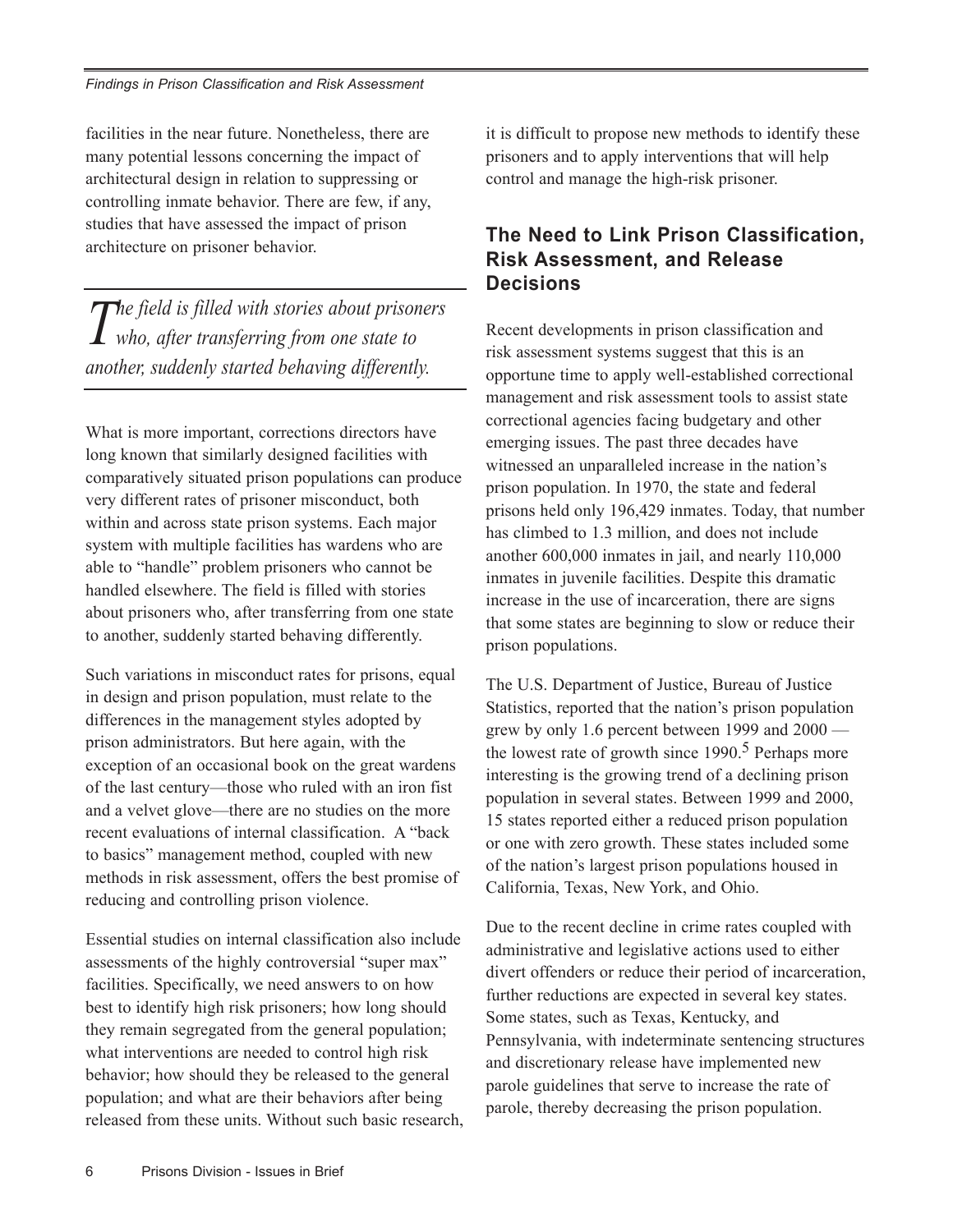facilities in the near future. Nonetheless, there are many potential lessons concerning the impact of architectural design in relation to suppressing or controlling inmate behavior. There are few, if any, studies that have assessed the impact of prison architecture on prisoner behavior.

*The field is filled with stories about prisoners who, after transferring from one state to another, suddenly started behaving differently.*

What is more important, corrections directors have long known that similarly designed facilities with comparatively situated prison populations can produce very different rates of prisoner misconduct, both within and across state prison systems. Each major system with multiple facilities has wardens who are able to "handle" problem prisoners who cannot be handled elsewhere. The field is filled with stories about prisoners who, after transferring from one state to another, suddenly started behaving differently.

Such variations in misconduct rates for prisons, equal in design and prison population, must relate to the differences in the management styles adopted by prison administrators. But here again, with the exception of an occasional book on the great wardens of the last century—those who ruled with an iron fist and a velvet glove—there are no studies on the more recent evaluations of internal classification. A "back to basics" management method, coupled with new methods in risk assessment, offers the best promise of reducing and controlling prison violence.

Essential studies on internal classification also include assessments of the highly controversial "super max" facilities. Specifically, we need answers to on how best to identify high risk prisoners; how long should they remain segregated from the general population; what interventions are needed to control high risk behavior; how should they be released to the general population; and what are their behaviors after being released from these units. Without such basic research, it is difficult to propose new methods to identify these prisoners and to apply interventions that will help control and manage the high-risk prisoner.

## The Need to Link Prison Classification, Risk Assessment, and Release Decisions

Recent developments in prison classification and risk assessment systems suggest that this is an opportune time to apply well-established correctional management and risk assessment tools to assist state correctional agencies facing budgetary and other emerging issues. The past three decades have witnessed an unparalleled increase in the nation's prison population. In 1970, the state and federal prisons held only 196,429 inmates. Today, that number has climbed to 1.3 million, and does not include another 600,000 inmates in jail, and nearly 110,000 inmates in juvenile facilities. Despite this dramatic increase in the use of incarceration, there are signs that some states are beginning to slow or reduce their prison populations.

The U.S. Department of Justice, Bureau of Justice Statistics, reported that the nation's prison population grew by only 1.6 percent between 1999 and 2000 — the lowest rate of growth since 1990.[5] Perhaps more interesting is the growing trend of a declining prison population in several states. Between 1999 and 2000, 15 states reported either a reduced prison population or one with zero growth. These states included some of the nation's largest prison populations housed in California, Texas, New York, and Ohio.

Due to the recent decline in crime rates coupled with administrative and legislative actions used to either divert offenders or reduce their period of incarceration, further reductions are expected in several key states. Some states, such as Texas, Kentucky, and Pennsylvania, with indeterminate sentencing structures and discretionary release have implemented new parole guidelines that serve to increase the rate of parole, thereby decreasing the prison population.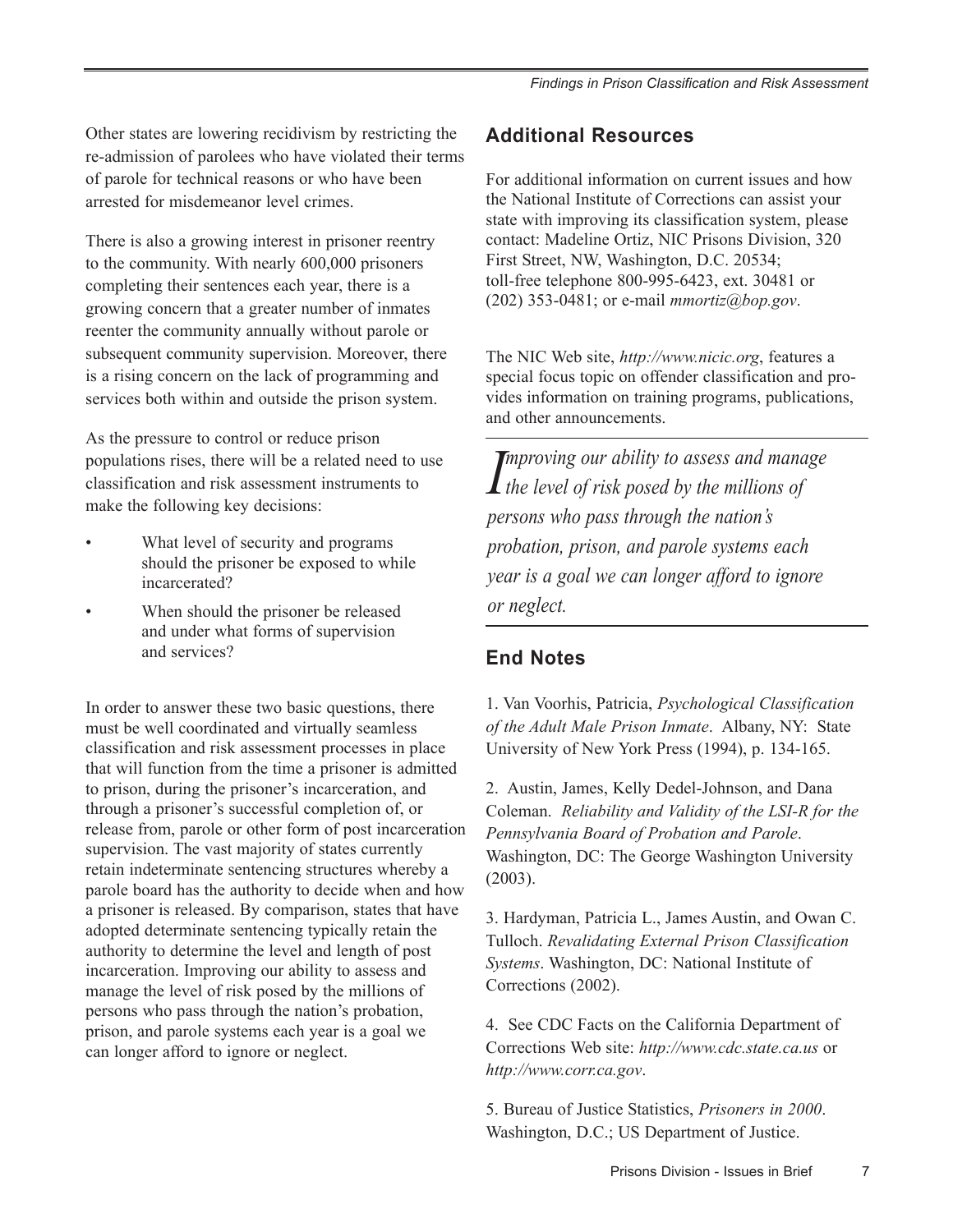Other states are lowering recidivism by restricting the re-admission of parolees who have violated their terms of parole for technical reasons or who have been arrested for misdemeanor level crimes.

There is also a growing interest in prisoner reentry to the community. With nearly 600,000 prisoners completing their sentences each year, there is a growing concern that a greater number of inmates reenter the community annually without parole or subsequent community supervision. Moreover, there is a rising concern on the lack of programming and services both within and outside the prison system.

As the pressure to control or reduce prison populations rises, there will be a related need to use classification and risk assessment instruments to make the following key decisions:

- What level of security and programs should the prisoner be exposed to while incarcerated?
- When should the prisoner be released and under what forms of supervision and services?

In order to answer these two basic questions, there must be well coordinated and virtually seamless classification and risk assessment processes in place that will function from the time a prisoner is admitted to prison, during the prisoner's incarceration, and through a prisoner's successful completion of, or release from, parole or other form of post incarceration supervision. The vast majority of states currently retain indeterminate sentencing structures whereby a parole board has the authority to decide when and how a prisoner is released. By comparison, states that have adopted determinate sentencing typically retain the authority to determine the level and length of post incarceration. Improving our ability to assess and manage the level of risk posed by the millions of persons who pass through the nation's probation, prison, and parole systems each year is a goal we can longer afford to ignore or neglect.

## Additional Resources

For additional information on current issues and how the National Institute of Corrections can assist your state with improving its classification system, please contact: Madeline Ortiz, NIC Prisons Division, 320 First Street, NW, Washington, D.C. 20534; toll-free telephone 800-995-6423, ext. 30481 or (202) 353-0481; or e-mail *mmortiz@bop.gov*.

The NIC Web site, *http://www.nicic.org*, features a special focus topic on offender classification and provides information on training programs, publications, and other announcements.

> *Improving our ability to assess and manage the level of risk posed by the millions of persons who pass through the nation's probation, prison, and parole systems each year is a goal we can longer afford to ignore or neglect.*

## End Notes

1. Van Voorhis, Patricia, *Psychological Classification of the Adult Male Prison Inmate*. Albany, NY: State University of New York Press (1994), p. 134-165.

2. Austin, James, Kelly Dedel-Johnson, and Dana Coleman. *Reliability and Validity of the LSI-R for the Pennsylvania Board of Probation and Parole*. Washington, DC: The George Washington University (2003).

3. Hardyman, Patricia L., James Austin, and Owan C. Tulloch. *Revalidating External Prison Classification Systems*. Washington, DC: National Institute of Corrections (2002).

4. See CDC Facts on the California Department of Corrections Web site: *http://www.cdc.state.ca.us* or *http://www.corr.ca.gov*.

5. Bureau of Justice Statistics, *Prisoners in 2000*. Washington, D.C.; US Department of Justice.